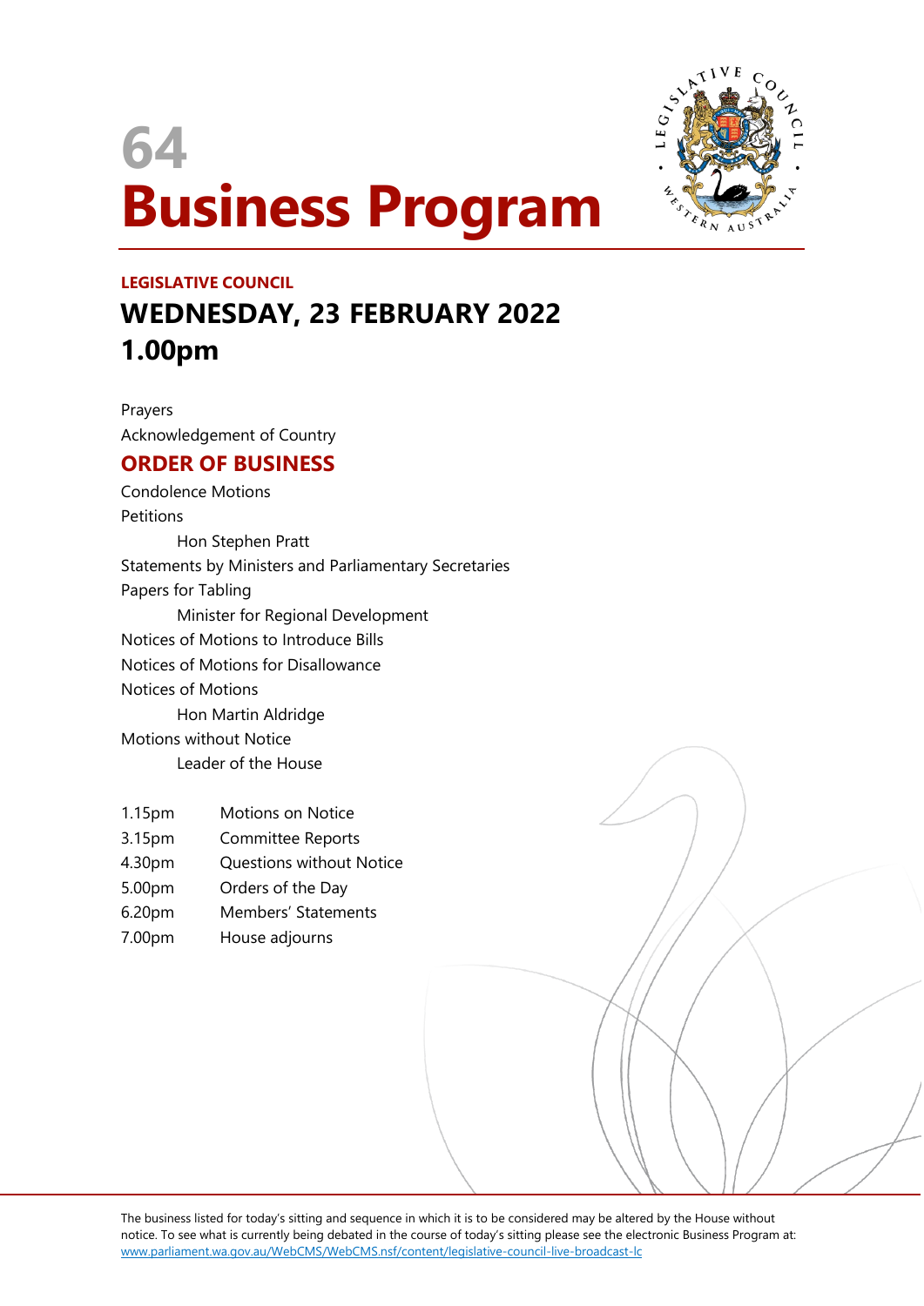# 64
# Business Program

**LEGISLATIVE COUNCIL**

## WEDNESDAY, 23 FEBRUARY 2022
## 1.00pm

Prayers

Acknowledgement of Country

## ORDER OF BUSINESS

Condolence Motions

Petitions

Hon Stephen Pratt

Statements by Ministers and Parliamentary Secretaries

Papers for Tabling

Minister for Regional Development

Notices of Motions to Introduce Bills

Notices of Motions for Disallowance

Notices of Motions

Hon Martin Aldridge

Motions without Notice

Leader of the House

| | |
|---|---|
| 1.15pm | Motions on Notice |
| 3.15pm | Committee Reports |
| 4.30pm | Questions without Notice |
| 5.00pm | Orders of the Day |
| 6.20pm | Members' Statements |
| 7.00pm | House adjourns |

The business listed for today's sitting and sequence in which it is to be considered may be altered by the House without notice. To see what is currently being debated in the course of today's sitting please see the electronic Business Program at: www.parliament.wa.gov.au/WebCMS/WebCMS.nsf/content/legislative-council-live-broadcast-lc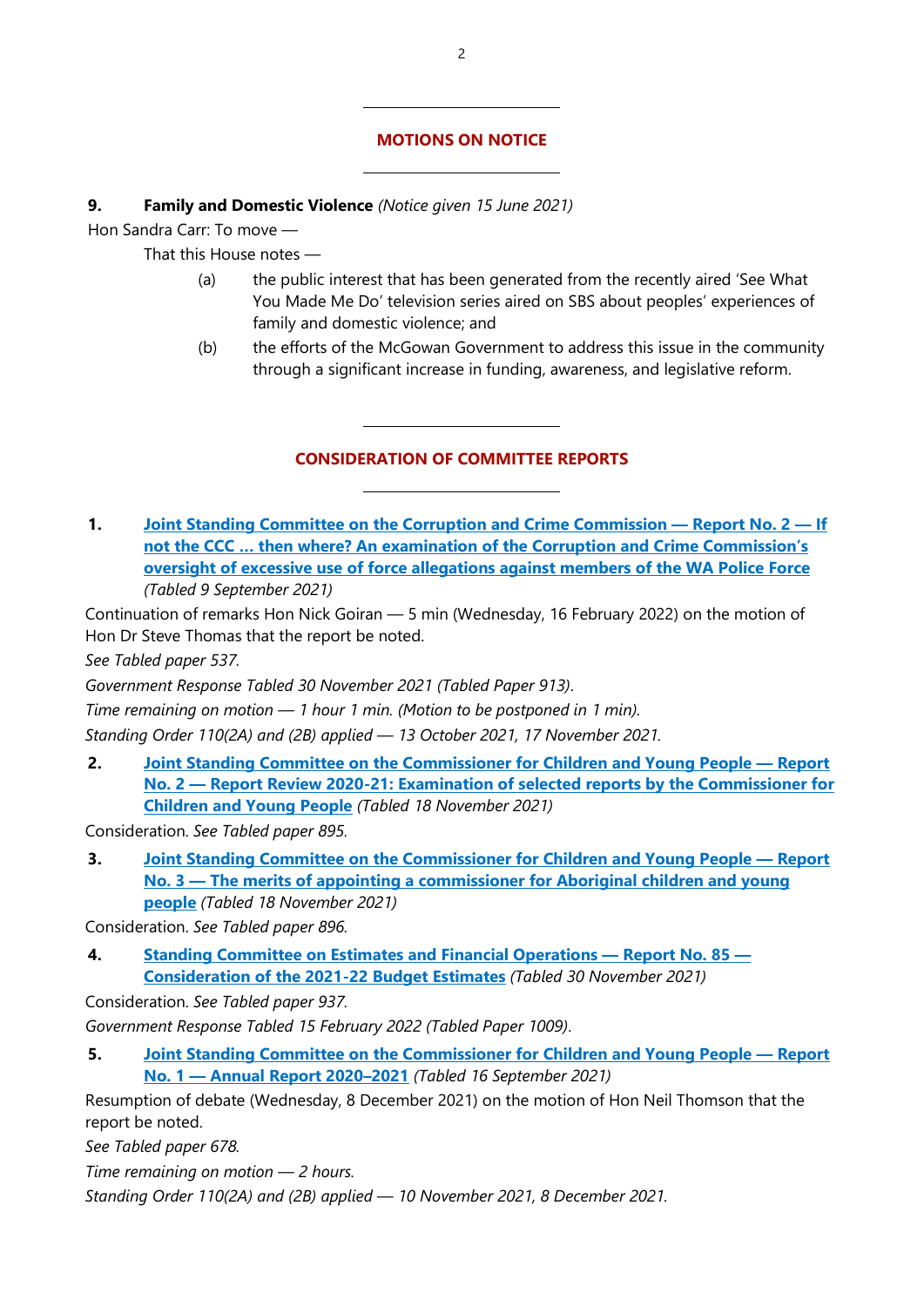## MOTIONS ON NOTICE

**9. Family and Domestic Violence** *(Notice given 15 June 2021)*

Hon Sandra Carr: To move —

That this House notes —

(a) the public interest that has been generated from the recently aired 'See What You Made Me Do' television series aired on SBS about peoples' experiences of family and domestic violence; and

(b) the efforts of the McGowan Government to address this issue in the community through a significant increase in funding, awareness, and legislative reform.

## CONSIDERATION OF COMMITTEE REPORTS

**1. Joint Standing Committee on the Corruption and Crime Commission — Report No. 2 — If not the CCC … then where? An examination of the Corruption and Crime Commission's oversight of excessive use of force allegations against members of the WA Police Force** *(Tabled 9 September 2021)*

Continuation of remarks Hon Nick Goiran — 5 min (Wednesday, 16 February 2022) on the motion of Hon Dr Steve Thomas that the report be noted.

*See Tabled paper 537.*

*Government Response Tabled 30 November 2021 (Tabled Paper 913).*

*Time remaining on motion — 1 hour 1 min. (Motion to be postponed in 1 min).*

*Standing Order 110(2A) and (2B) applied — 13 October 2021, 17 November 2021.*

**2. Joint Standing Committee on the Commissioner for Children and Young People — Report No. 2 — Report Review 2020-21: Examination of selected reports by the Commissioner for Children and Young People** *(Tabled 18 November 2021)*

Consideration. *See Tabled paper 895.*

**3. Joint Standing Committee on the Commissioner for Children and Young People — Report No. 3 — The merits of appointing a commissioner for Aboriginal children and young people** *(Tabled 18 November 2021)*

Consideration. *See Tabled paper 896.*

**4. Standing Committee on Estimates and Financial Operations — Report No. 85 — Consideration of the 2021-22 Budget Estimates** *(Tabled 30 November 2021)*

Consideration. *See Tabled paper 937.*

*Government Response Tabled 15 February 2022 (Tabled Paper 1009).*

**5. Joint Standing Committee on the Commissioner for Children and Young People — Report No. 1 — Annual Report 2020–2021** *(Tabled 16 September 2021)*

Resumption of debate (Wednesday, 8 December 2021) on the motion of Hon Neil Thomson that the report be noted.

*See Tabled paper 678.*

*Time remaining on motion — 2 hours.*

*Standing Order 110(2A) and (2B) applied — 10 November 2021, 8 December 2021.*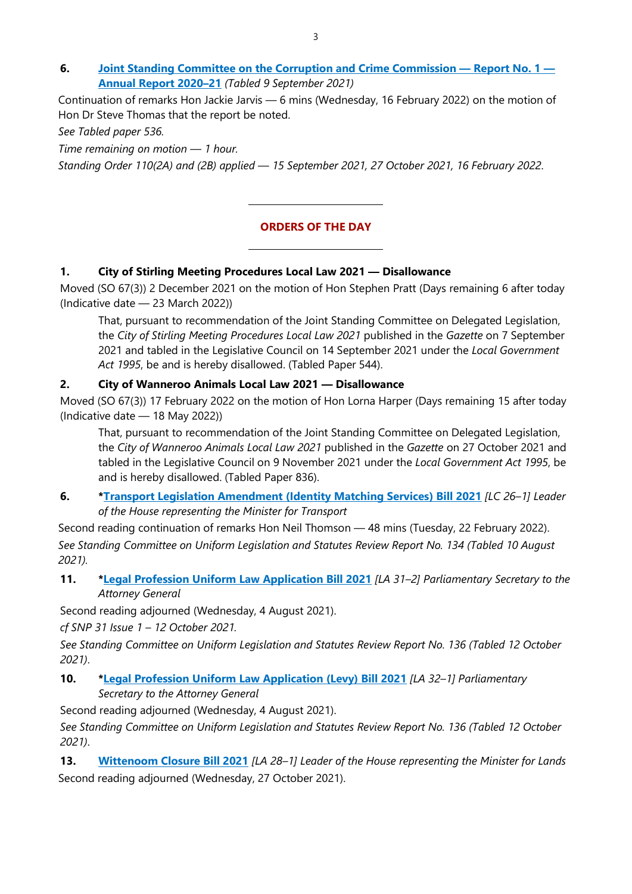**6. Joint Standing Committee on the Corruption and Crime Commission — Report No. 1 — Annual Report 2020–21** *(Tabled 9 September 2021)*

Continuation of remarks Hon Jackie Jarvis — 6 mins (Wednesday, 16 February 2022) on the motion of Hon Dr Steve Thomas that the report be noted.

*See Tabled paper 536.*

*Time remaining on motion — 1 hour.*

*Standing Order 110(2A) and (2B) applied — 15 September 2021, 27 October 2021, 16 February 2022.*

---

## ORDERS OF THE DAY

---

**1. City of Stirling Meeting Procedures Local Law 2021 — Disallowance**

Moved (SO 67(3)) 2 December 2021 on the motion of Hon Stephen Pratt (Days remaining 6 after today (Indicative date — 23 March 2022))

> That, pursuant to recommendation of the Joint Standing Committee on Delegated Legislation, the *City of Stirling Meeting Procedures Local Law 2021* published in the *Gazette* on 7 September 2021 and tabled in the Legislative Council on 14 September 2021 under the *Local Government Act 1995*, be and is hereby disallowed. (Tabled Paper 544).

**2. City of Wanneroo Animals Local Law 2021 — Disallowance**

Moved (SO 67(3)) 17 February 2022 on the motion of Hon Lorna Harper (Days remaining 15 after today (Indicative date — 18 May 2022))

> That, pursuant to recommendation of the Joint Standing Committee on Delegated Legislation, the *City of Wanneroo Animals Local Law 2021* published in the *Gazette* on 27 October 2021 and tabled in the Legislative Council on 9 November 2021 under the *Local Government Act 1995*, be and is hereby disallowed. (Tabled Paper 836).

**6. *Transport Legislation Amendment (Identity Matching Services) Bill 2021** *[LC 26–1] Leader of the House representing the Minister for Transport*

Second reading continuation of remarks Hon Neil Thomson — 48 mins (Tuesday, 22 February 2022).

*See Standing Committee on Uniform Legislation and Statutes Review Report No. 134 (Tabled 10 August 2021).*

**11. *Legal Profession Uniform Law Application Bill 2021** *[LA 31–2] Parliamentary Secretary to the Attorney General*

Second reading adjourned (Wednesday, 4 August 2021).

*cf SNP 31 Issue 1 – 12 October 2021.*

*See Standing Committee on Uniform Legislation and Statutes Review Report No. 136 (Tabled 12 October 2021).*

**10. *Legal Profession Uniform Law Application (Levy) Bill 2021** *[LA 32–1] Parliamentary Secretary to the Attorney General*

Second reading adjourned (Wednesday, 4 August 2021).

*See Standing Committee on Uniform Legislation and Statutes Review Report No. 136 (Tabled 12 October 2021).*

**13. Wittenoom Closure Bill 2021** *[LA 28–1] Leader of the House representing the Minister for Lands*

Second reading adjourned (Wednesday, 27 October 2021).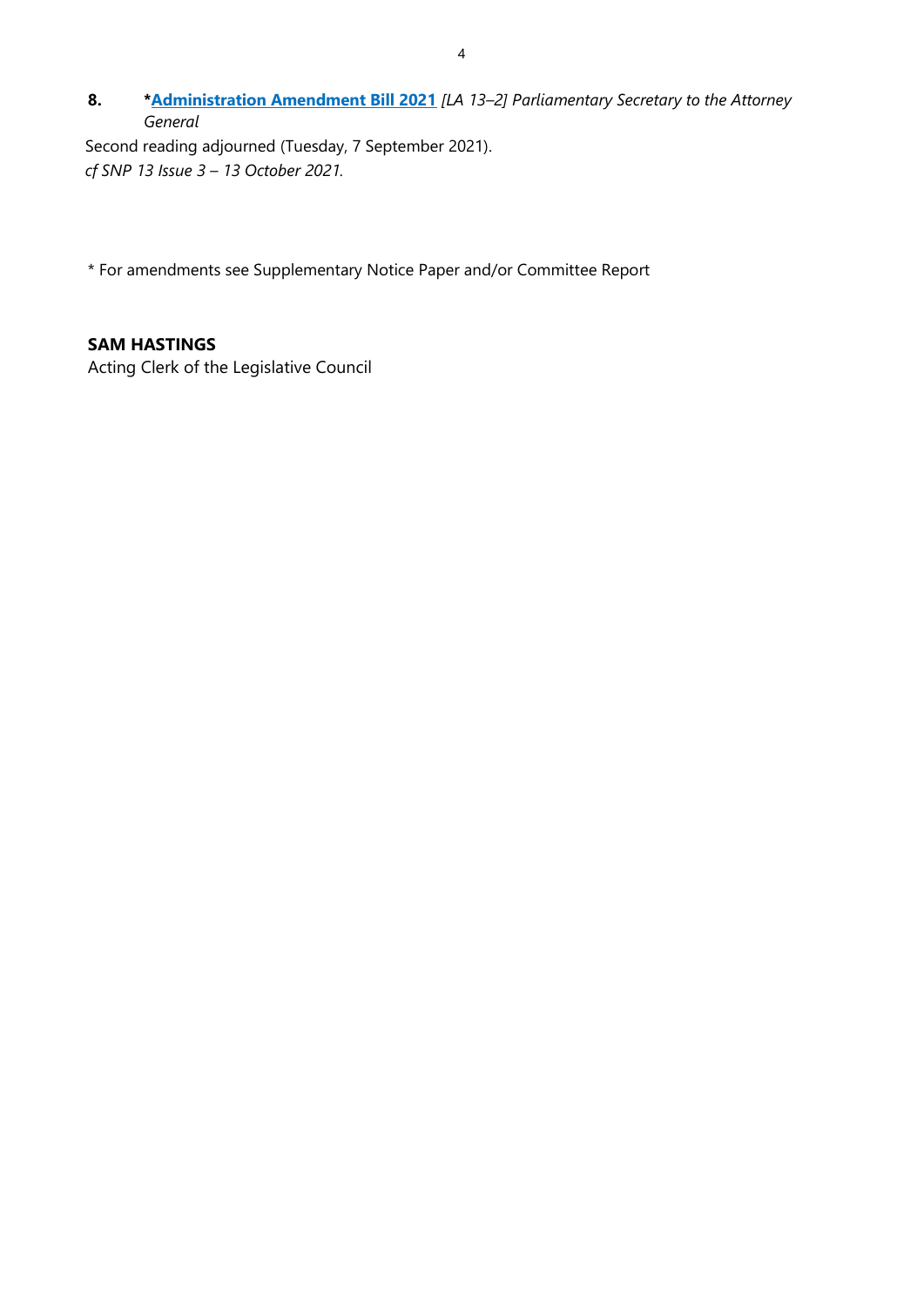**8.** ***Administration Amendment Bill 2021** *[LA 13–2] Parliamentary Secretary to the Attorney General*

Second reading adjourned (Tuesday, 7 September 2021).

*cf SNP 13 Issue 3 – 13 October 2021.*

* For amendments see Supplementary Notice Paper and/or Committee Report

**SAM HASTINGS**
Acting Clerk of the Legislative Council